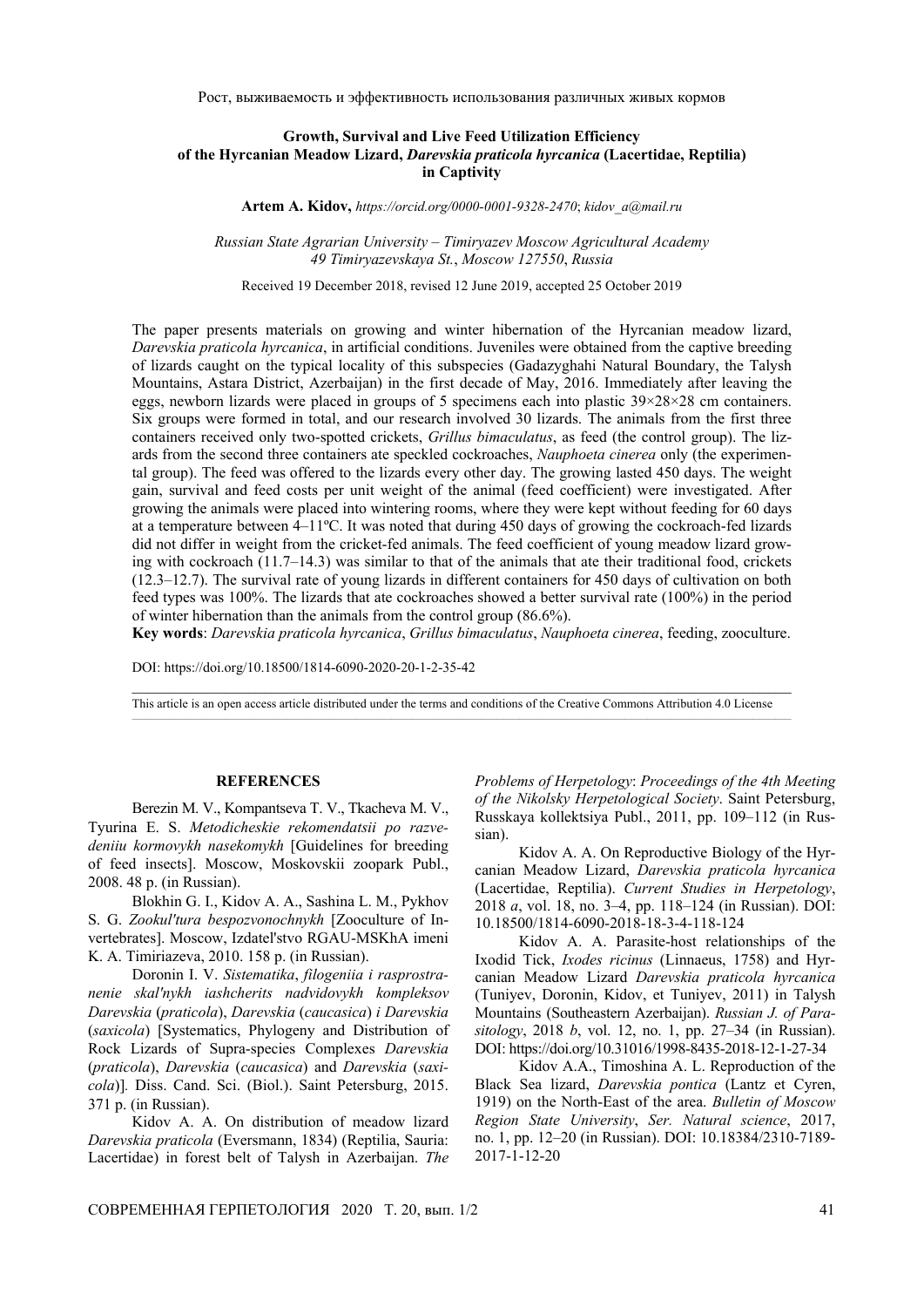Рост, выживаемость и эффективность использования различных живых кормов

# Growth, Survival and Live Feed Utilization Efficiency of the Hyrcanian Meadow Lizard, *Darevskia praticola hyrcanica* (Lacertidae, Reptilia) in Captivity

**Artem A. Kidov,** *https://orcid.org/0000-0001-9328-2470*; *kidov_a@mail.ru*

*Russian State Agrarian University – Timiryazev Moscow Agricultural Academy*
*49 Timiryazevskaya St.*, *Moscow 127550*, *Russia*

Received 19 December 2018, revised 12 June 2019, accepted 25 October 2019

The paper presents materials on growing and winter hibernation of the Hyrcanian meadow lizard, *Darevskia praticola hyrcanica*, in artificial conditions. Juveniles were obtained from the captive breeding of lizards caught on the typical locality of this subspecies (Gadazyghahi Natural Boundary, the Talysh Mountains, Astara District, Azerbaijan) in the first decade of May, 2016. Immediately after leaving the eggs, newborn lizards were placed in groups of 5 specimens each into plastic 39×28×28 cm containers. Six groups were formed in total, and our research involved 30 lizards. The animals from the first three containers received only two-spotted crickets, *Grillus bimaculatus*, as feed (the control group). The lizards from the second three containers ate speckled cockroaches, *Nauphoeta cinerea* only (the experimental group). The feed was offered to the lizards every other day. The growing lasted 450 days. The weight gain, survival and feed costs per unit weight of the animal (feed coefficient) were investigated. After growing the animals were placed into wintering rooms, where they were kept without feeding for 60 days at a temperature between 4–11ºC. It was noted that during 450 days of growing the cockroach-fed lizards did not differ in weight from the cricket-fed animals. The feed coefficient of young meadow lizard growing with cockroach (11.7–14.3) was similar to that of the animals that ate their traditional food, crickets (12.3–12.7). The survival rate of young lizards in different containers for 450 days of cultivation on both feed types was 100%. The lizards that ate cockroaches showed a better survival rate (100%) in the period of winter hibernation than the animals from the control group (86.6%).

**Key words**: *Darevskia praticola hyrcanica*, *Grillus bimaculatus*, *Nauphoeta cinerea*, feeding, zooculture.

DOI: https://doi.org/10.18500/1814-6090-2020-20-1-2-35-42

This article is an open access article distributed under the terms and conditions of the Creative Commons Attribution 4.0 License

## REFERENCES

Berezin M. V., Kompantseva T. V., Tkacheva M. V., Tyurina E. S. *Metodicheskie rekomendatsii po razvedeniiu kormovykh nasekomykh* [Guidelines for breeding of feed insects]. Moscow, Moskovskii zoopark Publ., 2008. 48 p. (in Russian).

Blokhin G. I., Kidov A. A., Sashina L. M., Pykhov S. G. *Zookul'tura bespozvonochnykh* [Zooculture of Invertebrates]. Moscow, Izdatel'stvo RGAU-MSKhA imeni K. A. Timiriazeva, 2010. 158 p. (in Russian).

Doronin I. V. *Sistematika*, *filogeniia i rasprostranenie skal'nykh iashcherits nadvidovykh kompleksov Darevskia* (*praticola*), *Darevskia* (*caucasica*) *i Darevskia* (*saxicola*) [Systematics, Phylogeny and Distribution of Rock Lizards of Supra-species Complexes *Darevskia* (*praticola*), *Darevskia* (*caucasica*) and *Darevskia* (*saxicola*)]. Diss. Cand. Sci. (Biol.). Saint Petersburg, 2015. 371 p. (in Russian).

Kidov A. A. On distribution of meadow lizard *Darevskia praticola* (Eversmann, 1834) (Reptilia, Sauria: Lacertidae) in forest belt of Talysh in Azerbaijan. *The Problems of Herpetology*: *Proceedings of the 4th Meeting of the Nikolsky Herpetological Society*. Saint Petersburg, Russkaya kollektsiya Publ., 2011, pp. 109–112 (in Russian).

Kidov A. A. On Reproductive Biology of the Hyrcanian Meadow Lizard, *Darevskia praticola hyrcanica* (Lacertidae, Reptilia). *Current Studies in Herpetology*, 2018 *a*, vol. 18, no. 3–4, pp. 118–124 (in Russian). DOI: 10.18500/1814-6090-2018-18-3-4-118-124

Kidov A. A. Parasite-host relationships of the Ixodid Tick, *Ixodes ricinus* (Linnaeus, 1758) and Hyrcanian Meadow Lizard *Darevskia praticola hyrcanica* (Tuniyev, Doronin, Kidov, et Tuniyev, 2011) in Talysh Mountains (Southeastern Azerbaijan). *Russian J. of Parasitology*, 2018 *b*, vol. 12, no. 1, pp. 27–34 (in Russian). DOI: https://doi.org/10.31016/1998-8435-2018-12-1-27-34

Kidov A.A., Timoshina A. L. Reproduction of the Black Sea lizard, *Darevskia pontica* (Lantz et Cyren, 1919) on the North-East of the area. *Bulletin of Moscow Region State University*, *Ser. Natural science*, 2017, no. 1, pp. 12–20 (in Russian). DOI: 10.18384/2310-7189-2017-1-12-20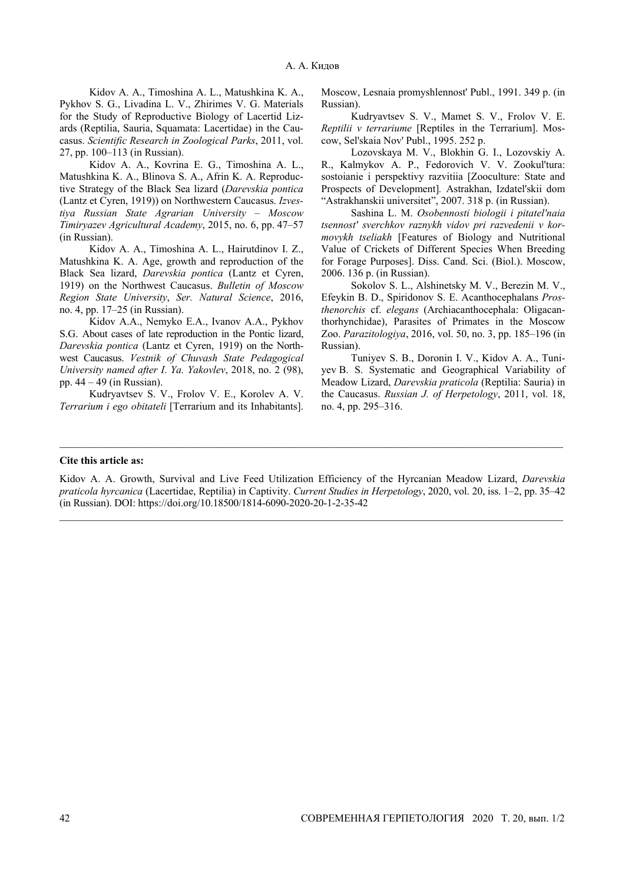Kidov A. A., Timoshina A. L., Matushkina K. A., Pykhov S. G., Livadina L. V., Zhirimes V. G. Materials for the Study of Reproductive Biology of Lacertid Lizards (Reptilia, Sauria, Squamata: Lacertidae) in the Caucasus. *Scientific Research in Zoological Parks*, 2011, vol. 27, pp. 100–113 (in Russian).

Kidov A. A., Kovrina E. G., Timoshina A. L., Matushkina K. A., Blinova S. A., Afrin K. A. Reproductive Strategy of the Black Sea lizard (*Darevskia pontica* (Lantz et Cyren, 1919)) on Northwestern Caucasus. *Izvestiya Russian State Agrarian University – Moscow Timiryazev Agricultural Academy*, 2015, no. 6, pp. 47–57 (in Russian).

Kidov A. A., Timoshina A. L., Hairutdinov I. Z., Matushkina K. A. Age, growth and reproduction of the Black Sea lizard, *Darevskia pontica* (Lantz et Cyren, 1919) on the Northwest Caucasus. *Bulletin of Moscow Region State University*, *Ser. Natural Science*, 2016, no. 4, pp. 17–25 (in Russian).

Kidov A.A., Nemyko E.A., Ivanov A.A., Pykhov S.G. About cases of late reproduction in the Pontic lizard, *Darevskia pontica* (Lantz et Cyren, 1919) on the Northwest Caucasus. *Vestnik of Chuvash State Pedagogical University named after I. Ya. Yakovlev*, 2018, no. 2 (98), pp. 44 – 49 (in Russian).

Kudryavtsev S. V., Frolov V. E., Korolev A. V. *Terrarium i ego obitateli* [Terrarium and its Inhabitants]. Moscow, Lesnaia promyshlennost' Publ., 1991. 349 p. (in Russian).

Kudryavtsev S. V., Mamet S. V., Frolov V. E. *Reptilii v terrariume* [Reptiles in the Terrarium]. Moscow, Sel'skaia Nov' Publ., 1995. 252 p.

Lozovskaya M. V., Blokhin G. I., Lozovskiy A. R., Kalmykov A. P., Fedorovich V. V. Zookul'tura: sostoianie i perspektivy razvitiia [Zooculture: State and Prospects of Development]. Astrakhan, Izdatel'skii dom "Astrakhanskii universitet", 2007. 318 p. (in Russian).

Sashina L. M. *Osobennosti biologii i pitatel'naia tsennost' sverchkov raznykh vidov pri razvedenii v kormovykh tseliakh* [Features of Biology and Nutritional Value of Crickets of Different Species When Breeding for Forage Purposes]. Diss. Cand. Sci. (Biol.). Moscow, 2006. 136 p. (in Russian).

Sokolov S. L., Alshinetsky M. V., Berezin M. V., Efeykin B. D., Spiridonov S. E. Acanthocephalans *Prosthenorchis* cf. *elegans* (Archiacanthocephala: Oligacanthorhynchidae), Parasites of Primates in the Moscow Zoo. *Parazitologiya*, 2016, vol. 50, no. 3, pp. 185–196 (in Russian).

Tuniyev S. B., Doronin I. V., Kidov A. A., Tuniyev B. S. Systematic and Geographical Variability of Meadow Lizard, *Darevskia praticola* (Reptilia: Sauria) in the Caucasus. *Russian J. of Herpetology*, 2011, vol. 18, no. 4, pp. 295–316.

---

**Cite this article as:**

Kidov A. A. Growth, Survival and Live Feed Utilization Efficiency of the Hyrcanian Meadow Lizard, *Darevskia praticola hyrcanica* (Lacertidae, Reptilia) in Captivity. *Current Studies in Herpetology*, 2020, vol. 20, iss. 1–2, pp. 35–42 (in Russian). DOI: https://doi.org/10.18500/1814-6090-2020-20-1-2-35-42

---